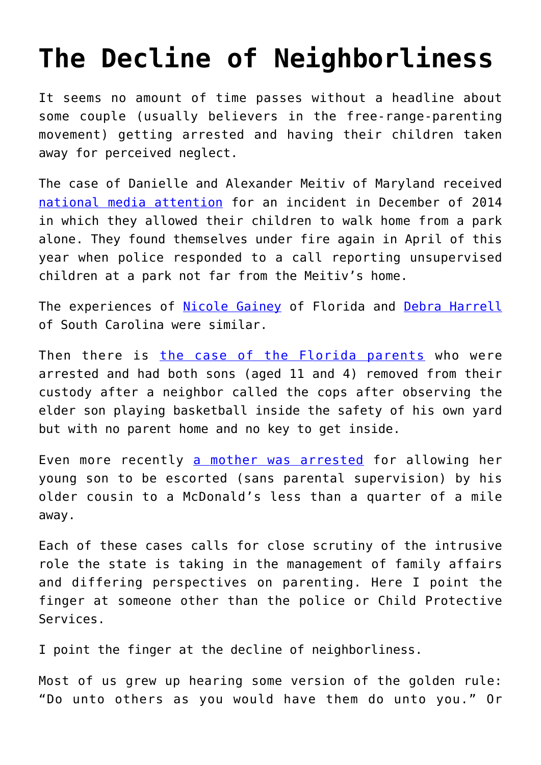# The Decline of Neighborliness

It seems no amount of time passes without a headline about some couple (usually believers in the free-range-parenting movement) getting arrested and having their children taken away for perceived neglect.

The case of Danielle and Alexander Meitiv of Maryland received [national media attention](#) for an incident in December of 2014 in which they allowed their children to walk home from a park alone. They found themselves under fire again in April of this year when police responded to a call reporting unsupervised children at a park not far from the Meitiv's home.

The experiences of [Nicole Gainey](#) of Florida and [Debra Harrell](#) of South Carolina were similar.

Then there is [the case of the Florida parents](#) who were arrested and had both sons (aged 11 and 4) removed from their custody after a neighbor called the cops after observing the elder son playing basketball inside the safety of his own yard but with no parent home and no key to get inside.

Even more recently [a mother was arrested](#) for allowing her young son to be escorted (sans parental supervision) by his older cousin to a McDonald's less than a quarter of a mile away.

Each of these cases calls for close scrutiny of the intrusive role the state is taking in the management of family affairs and differing perspectives on parenting. Here I point the finger at someone other than the police or Child Protective Services.

I point the finger at the decline of neighborliness.

Most of us grew up hearing some version of the golden rule: "Do unto others as you would have them do unto you." Or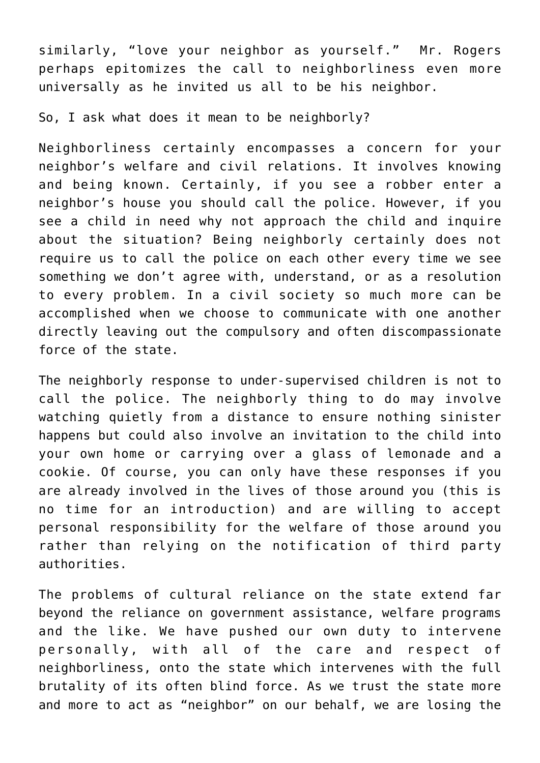similarly, “love your neighbor as yourself.” Mr. Rogers perhaps epitomizes the call to neighborliness even more universally as he invited us all to be his neighbor.

So, I ask what does it mean to be neighborly?

Neighborliness certainly encompasses a concern for your neighbor’s welfare and civil relations. It involves knowing and being known. Certainly, if you see a robber enter a neighbor’s house you should call the police. However, if you see a child in need why not approach the child and inquire about the situation? Being neighborly certainly does not require us to call the police on each other every time we see something we don’t agree with, understand, or as a resolution to every problem. In a civil society so much more can be accomplished when we choose to communicate with one another directly leaving out the compulsory and often discompassionate force of the state.

The neighborly response to under-supervised children is not to call the police. The neighborly thing to do may involve watching quietly from a distance to ensure nothing sinister happens but could also involve an invitation to the child into your own home or carrying over a glass of lemonade and a cookie. Of course, you can only have these responses if you are already involved in the lives of those around you (this is no time for an introduction) and are willing to accept personal responsibility for the welfare of those around you rather than relying on the notification of third party authorities.

The problems of cultural reliance on the state extend far beyond the reliance on government assistance, welfare programs and the like. We have pushed our own duty to intervene personally, with all of the care and respect of neighborliness, onto the state which intervenes with the full brutality of its often blind force. As we trust the state more and more to act as “neighbor” on our behalf, we are losing the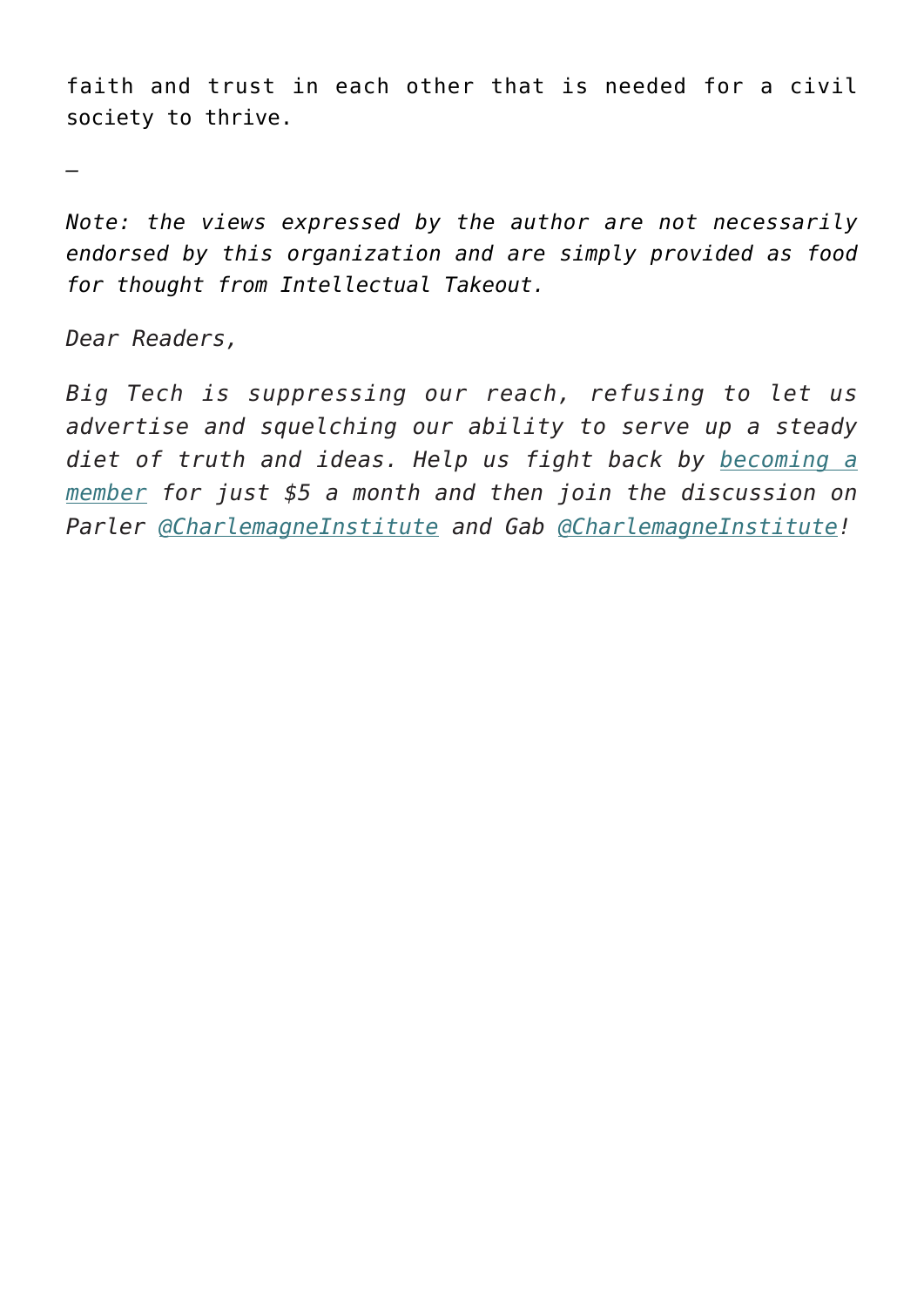faith and trust in each other that is needed for a civil society to thrive.

—

*Note: the views expressed by the author are not necessarily endorsed by this organization and are simply provided as food for thought from Intellectual Takeout.*

*Dear Readers,*

*Big Tech is suppressing our reach, refusing to let us advertise and squelching our ability to serve up a steady diet of truth and ideas. Help us fight back by becoming a member for just $5 a month and then join the discussion on Parler @CharlemagneInstitute and Gab @CharlemagneInstitute!*